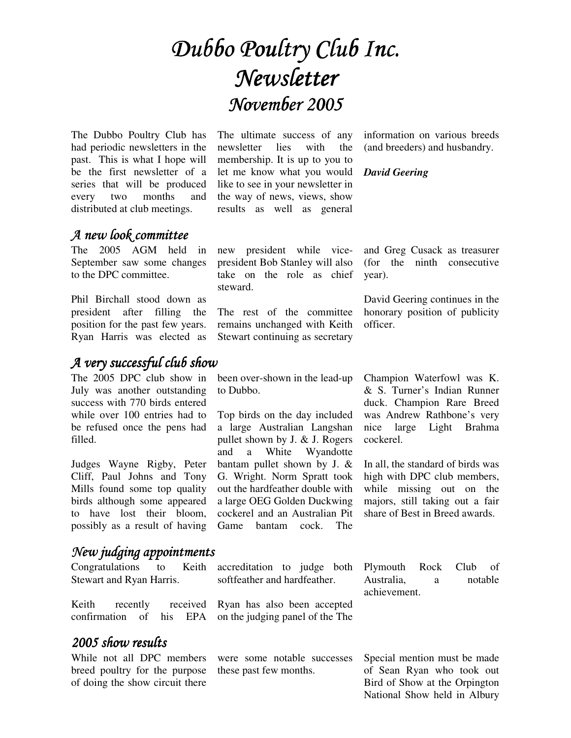# Dubbo Poultry Club Inc.
# Newsletter
# November 2005

The Dubbo Poultry Club has had periodic newsletters in the past. This is what I hope will be the first newsletter of a series that will be produced every two months and distributed at club meetings.

The ultimate success of any newsletter lies with the membership. It is up to you to let me know what you would like to see in your newsletter in the way of news, views, show results as well as general information on various breeds (and breeders) and husbandry.

***David Geering***

## *A new look committee*

The 2005 AGM held in September saw some changes to the DPC committee.

Phil Birchall stood down as president after filling the position for the past few years. Ryan Harris was elected as new president while vice-president Bob Stanley will also take on the role as chief steward.

The rest of the committee remains unchanged with Keith Stewart continuing as secretary and Greg Cusack as treasurer (for the ninth consecutive year).

David Geering continues in the honorary position of publicity officer.

## *A very successful club show*

The 2005 DPC club show in July was another outstanding success with 770 birds entered while over 100 entries had to be refused once the pens had filled.

Judges Wayne Rigby, Peter Cliff, Paul Johns and Tony Mills found some top quality birds although some appeared to have lost their bloom, possibly as a result of having been over-shown in the lead-up to Dubbo.

Top birds on the day included a large Australian Langshan pullet shown by J. & J. Rogers and a White Wyandotte bantam pullet shown by J. & G. Wright. Norm Spratt took out the hardfeather double with a large OEG Golden Duckwing cockerel and an Australian Pit Game bantam cock. The Champion Waterfowl was K. & S. Turner's Indian Runner duck. Champion Rare Breed was Andrew Rathbone's very nice large Light Brahma cockerel.

In all, the standard of birds was high with DPC club members, while missing out on the majors, still taking out a fair share of Best in Breed awards.

## *New judging appointments*

Congratulations to Keith Stewart and Ryan Harris.

Keith recently received confirmation of his EPA accreditation to judge both softfeather and hardfeather.

Ryan has also been accepted on the judging panel of the The Plymouth Rock Club of Australia, a notable achievement.

## *2005 show results*

While not all DPC members breed poultry for the purpose of doing the show circuit there were some notable successes these past few months.

Special mention must be made of Sean Ryan who took out Bird of Show at the Orpington National Show held in Albury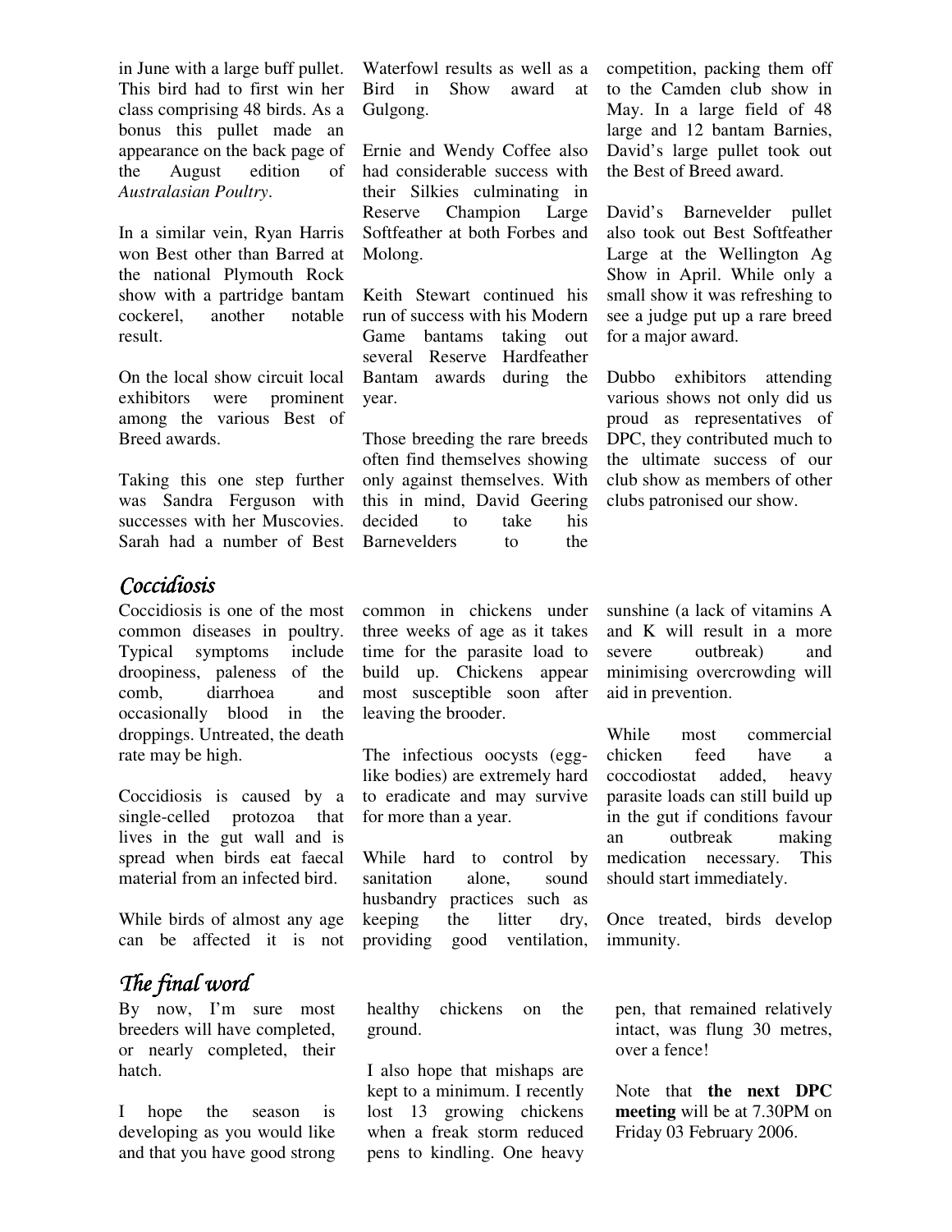in June with a large buff pullet. This bird had to first win her class comprising 48 birds. As a bonus this pullet made an appearance on the back page of the August edition of *Australasian Poultry*.

In a similar vein, Ryan Harris won Best other than Barred at the national Plymouth Rock show with a partridge bantam cockerel, another notable result.

On the local show circuit local exhibitors were prominent among the various Best of Breed awards.

Taking this one step further was Sandra Ferguson with successes with her Muscovies. Sarah had a number of Best Waterfowl results as well as a Bird in Show award at Gulgong.

Ernie and Wendy Coffee also had considerable success with their Silkies culminating in Reserve Champion Large Softfeather at both Forbes and Molong.

Keith Stewart continued his run of success with his Modern Game bantams taking out several Reserve Hardfeather Bantam awards during the year.

Those breeding the rare breeds often find themselves showing only against themselves. With this in mind, David Geering decided to take his Barnevelders to the competition, packing them off to the Camden club show in May. In a large field of 48 large and 12 bantam Barnies, David's large pullet took out the Best of Breed award.

David's Barnevelder pullet also took out Best Softfeather Large at the Wellington Ag Show in April. While only a small show it was refreshing to see a judge put up a rare breed for a major award.

Dubbo exhibitors attending various shows not only did us proud as representatives of DPC, they contributed much to the ultimate success of our club show as members of other clubs patronised our show.

## *Coccidiosis*

Coccidiosis is one of the most common diseases in poultry. Typical symptoms include droopiness, paleness of the comb, diarrhoea and occasionally blood in the droppings. Untreated, the death rate may be high.

Coccidiosis is caused by a single-celled protozoa that lives in the gut wall and is spread when birds eat faecal material from an infected bird.

While birds of almost any age can be affected it is not common in chickens under three weeks of age as it takes time for the parasite load to build up. Chickens appear most susceptible soon after leaving the brooder.

The infectious oocysts (egg-like bodies) are extremely hard to eradicate and may survive for more than a year.

While hard to control by sanitation alone, sound husbandry practices such as keeping the litter dry, providing good ventilation, sunshine (a lack of vitamins A and K will result in a more severe outbreak) and minimising overcrowding will aid in prevention.

While most commercial chicken feed have a coccodiostat added, heavy parasite loads can still build up in the gut if conditions favour an outbreak making medication necessary. This should start immediately.

Once treated, birds develop immunity.

## *The final word*

By now, I'm sure most breeders will have completed, or nearly completed, their hatch.

I hope the season is developing as you would like and that you have good strong healthy chickens on the ground.

I also hope that mishaps are kept to a minimum. I recently lost 13 growing chickens when a freak storm reduced pens to kindling. One heavy pen, that remained relatively intact, was flung 30 metres, over a fence!

Note that **the next DPC meeting** will be at 7.30PM on Friday 03 February 2006.